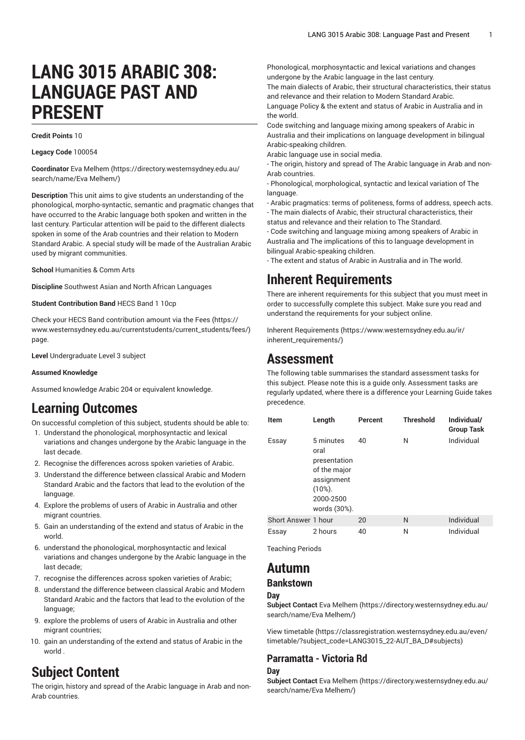# LANG 3015 ARABIC 308: LANGUAGE PAST AND PRESENT

**Credit Points** 10

**Legacy Code** 100054

**Coordinator** Eva Melhem (https://directory.westernsydney.edu.au/search/name/Eva Melhem/)

**Description** This unit aims to give students an understanding of the phonological, morpho-syntactic, semantic and pragmatic changes that have occurred to the Arabic language both spoken and written in the last century. Particular attention will be paid to the different dialects spoken in some of the Arab countries and their relation to Modern Standard Arabic. A special study will be made of the Australian Arabic used by migrant communities.

**School** Humanities & Comm Arts

**Discipline** Southwest Asian and North African Languages

**Student Contribution Band** HECS Band 1 10cp

Check your HECS Band contribution amount via the Fees (https://www.westernsydney.edu.au/currentstudents/current_students/fees/) page.

**Level** Undergraduate Level 3 subject

**Assumed Knowledge**

Assumed knowledge Arabic 204 or equivalent knowledge.

## Learning Outcomes

On successful completion of this subject, students should be able to:

1. Understand the phonological, morphosyntactic and lexical variations and changes undergone by the Arabic language in the last decade.
2. Recognise the differences across spoken varieties of Arabic.
3. Understand the difference between classical Arabic and Modern Standard Arabic and the factors that lead to the evolution of the language.
4. Explore the problems of users of Arabic in Australia and other migrant countries.
5. Gain an understanding of the extend and status of Arabic in the world.
6. understand the phonological, morphosyntactic and lexical variations and changes undergone by the Arabic language in the last decade;
7. recognise the differences across spoken varieties of Arabic;
8. understand the difference between classical Arabic and Modern Standard Arabic and the factors that lead to the evolution of the language;
9. explore the problems of users of Arabic in Australia and other migrant countries;
10. gain an understanding of the extend and status of Arabic in the world .

## Subject Content

The origin, history and spread of the Arabic language in Arab and non-Arab countries.
Phonological, morphosyntactic and lexical variations and changes undergone by the Arabic language in the last century.
The main dialects of Arabic, their structural characteristics, their status and relevance and their relation to Modern Standard Arabic.
Language Policy & the extent and status of Arabic in Australia and in the world.
Code switching and language mixing among speakers of Arabic in Australia and their implications on language development in bilingual Arabic-speaking children.
Arabic language use in social media.
- The origin, history and spread of The Arabic language in Arab and non-Arab countries.
- Phonological, morphological, syntactic and lexical variation of The language.
- Arabic pragmatics: terms of politeness, forms of address, speech acts.
- The main dialects of Arabic, their structural characteristics, their status and relevance and their relation to The Standard.
- Code switching and language mixing among speakers of Arabic in Australia and The implications of this to language development in bilingual Arabic-speaking children.
- The extent and status of Arabic in Australia and in The world.

## Inherent Requirements

There are inherent requirements for this subject that you must meet in order to successfully complete this subject. Make sure you read and understand the requirements for your subject online.

Inherent Requirements (https://www.westernsydney.edu.au/ir/inherent_requirements/)

## Assessment

The following table summarises the standard assessment tasks for this subject. Please note this is a guide only. Assessment tasks are regularly updated, where there is a difference your Learning Guide takes precedence.

| Item | Length | Percent | Threshold | Individual/ Group Task |
|---|---|---|---|---|
| Essay | 5 minutes oral presentation of the major assignment (10%). 2000-2500 words (30%). | 40 | N | Individual |
| Short Answer | 1 hour | 20 | N | Individual |
| Essay | 2 hours | 40 | N | Individual |

Teaching Periods

## Autumn

### Bankstown

#### Day

**Subject Contact** Eva Melhem (https://directory.westernsydney.edu.au/search/name/Eva Melhem/)

View timetable (https://classregistration.westernsydney.edu.au/even/timetable/?subject_code=LANG3015_22-AUT_BA_D#subjects)

### Parramatta - Victoria Rd

#### Day

**Subject Contact** Eva Melhem (https://directory.westernsydney.edu.au/search/name/Eva Melhem/)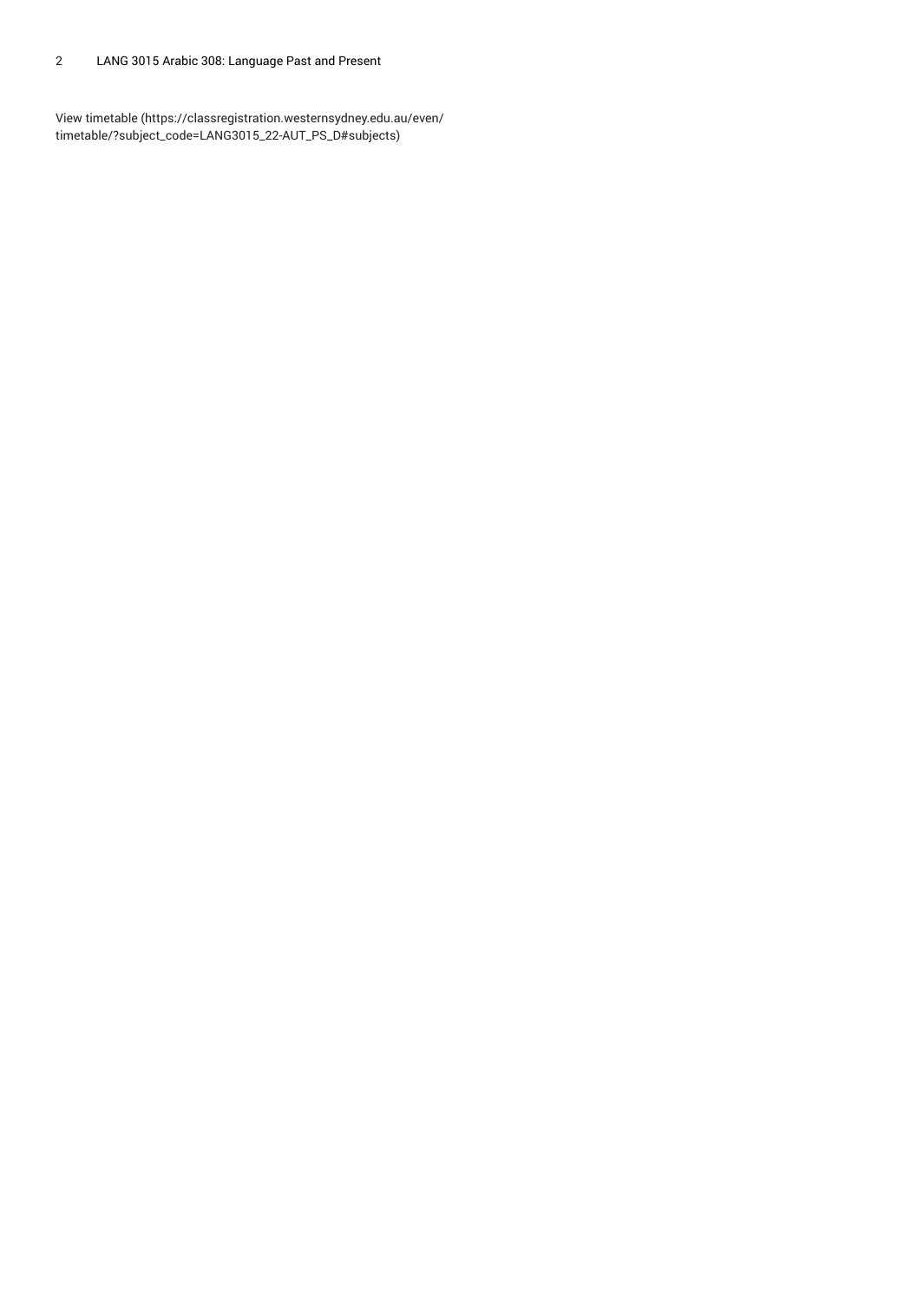View timetable (https://classregistration.westernsydney.edu.au/even/timetable/?subject_code=LANG3015_22-AUT_PS_D#subjects)